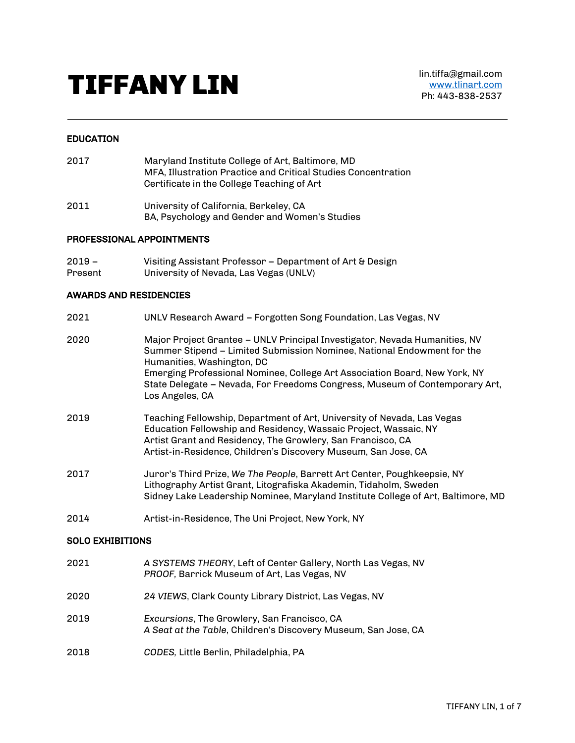# TIFFANY LIN

lin.tiffa@gmail.com
www.tlinart.com
Ph: 443-838-2537

---

## EDUCATION

2017 — Maryland Institute College of Art, Baltimore, MD
MFA, Illustration Practice and Critical Studies Concentration
Certificate in the College Teaching of Art

2011 — University of California, Berkeley, CA
BA, Psychology and Gender and Women's Studies

## PROFESSIONAL APPOINTMENTS

2019 – Present — Visiting Assistant Professor – Department of Art & Design
University of Nevada, Las Vegas (UNLV)

## AWARDS AND RESIDENCIES

2021 — UNLV Research Award – Forgotten Song Foundation, Las Vegas, NV

2020 — Major Project Grantee – UNLV Principal Investigator, Nevada Humanities, NV
Summer Stipend – Limited Submission Nominee, National Endowment for the Humanities, Washington, DC
Emerging Professional Nominee, College Art Association Board, New York, NY
State Delegate – Nevada, For Freedoms Congress, Museum of Contemporary Art, Los Angeles, CA

2019 — Teaching Fellowship, Department of Art, University of Nevada, Las Vegas
Education Fellowship and Residency, Wassaic Project, Wassaic, NY
Artist Grant and Residency, The Growlery, San Francisco, CA
Artist-in-Residence, Children's Discovery Museum, San Jose, CA

2017 — Juror's Third Prize, *We The People*, Barrett Art Center, Poughkeepsie, NY
Lithography Artist Grant, Litografiska Akademin, Tidaholm, Sweden
Sidney Lake Leadership Nominee, Maryland Institute College of Art, Baltimore, MD

2014 — Artist-in-Residence, The Uni Project, New York, NY

## SOLO EXHIBITIONS

2021 — *A SYSTEMS THEORY*, Left of Center Gallery, North Las Vegas, NV
*PROOF,* Barrick Museum of Art, Las Vegas, NV

2020 — *24 VIEWS*, Clark County Library District, Las Vegas, NV

2019 — *Excursions*, The Growlery, San Francisco, CA
*A Seat at the Table*, Children's Discovery Museum, San Jose, CA

2018 — *CODES,* Little Berlin, Philadelphia, PA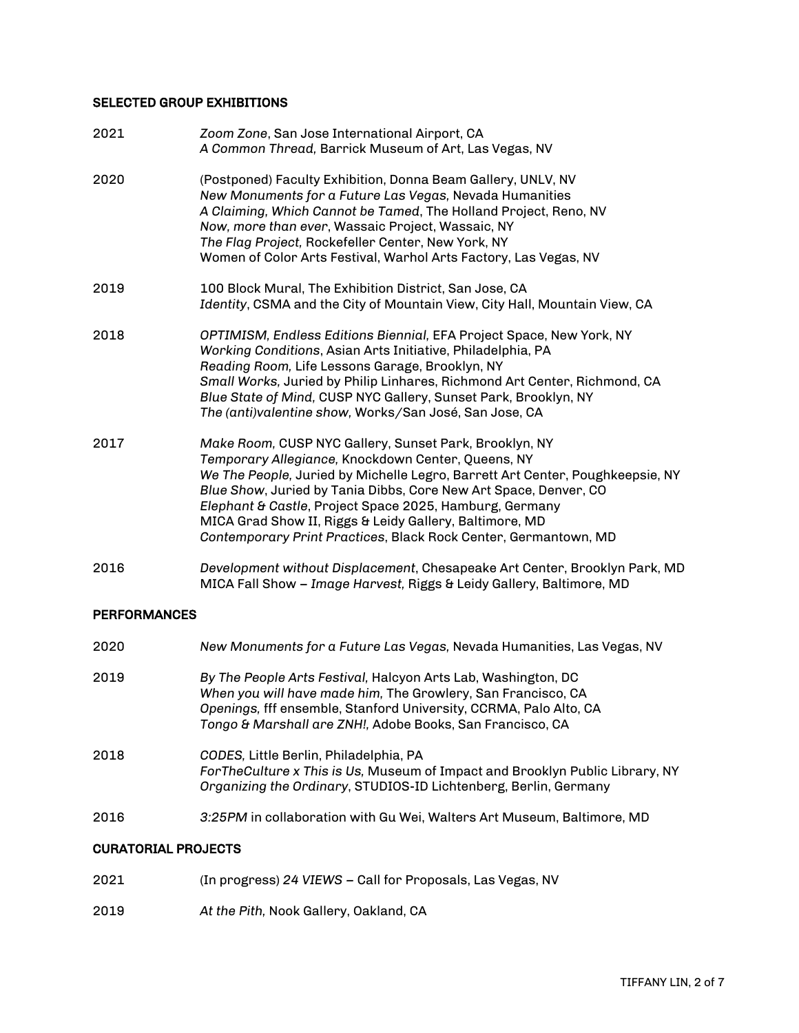## SELECTED GROUP EXHIBITIONS

2021
*Zoom Zone*, San Jose International Airport, CA
*A Common Thread,* Barrick Museum of Art, Las Vegas, NV

2020
(Postponed) Faculty Exhibition, Donna Beam Gallery, UNLV, NV
*New Monuments for a Future Las Vegas,* Nevada Humanities
*A Claiming, Which Cannot be Tamed*, The Holland Project, Reno, NV
*Now, more than ever*, Wassaic Project, Wassaic, NY
*The Flag Project,* Rockefeller Center, New York, NY
Women of Color Arts Festival, Warhol Arts Factory, Las Vegas, NV

2019
100 Block Mural, The Exhibition District, San Jose, CA
*Identity*, CSMA and the City of Mountain View, City Hall, Mountain View, CA

2018
*OPTIMISM, Endless Editions Biennial,* EFA Project Space, New York, NY
*Working Conditions*, Asian Arts Initiative, Philadelphia, PA
*Reading Room,* Life Lessons Garage, Brooklyn, NY
*Small Works,* Juried by Philip Linhares, Richmond Art Center, Richmond, CA
*Blue State of Mind,* CUSP NYC Gallery, Sunset Park, Brooklyn, NY
*The (anti)valentine show*, Works/San José, San Jose, CA

2017
*Make Room,* CUSP NYC Gallery, Sunset Park, Brooklyn, NY
*Temporary Allegiance,* Knockdown Center, Queens, NY
*We The People,* Juried by Michelle Legro, Barrett Art Center, Poughkeepsie, NY
*Blue Show*, Juried by Tania Dibbs, Core New Art Space, Denver, CO
*Elephant & Castle*, Project Space 2025, Hamburg, Germany
MICA Grad Show II, Riggs & Leidy Gallery, Baltimore, MD
*Contemporary Print Practices*, Black Rock Center, Germantown, MD

2016
*Development without Displacement*, Chesapeake Art Center, Brooklyn Park, MD
MICA Fall Show – *Image Harvest,* Riggs & Leidy Gallery, Baltimore, MD

## PERFORMANCES

2020
*New Monuments for a Future Las Vegas,* Nevada Humanities, Las Vegas, NV

2019
*By The People Arts Festival,* Halcyon Arts Lab, Washington, DC
*When you will have made him,* The Growlery, San Francisco, CA
*Openings,* fff ensemble, Stanford University, CCRMA, Palo Alto, CA
*Tongo & Marshall are ZNH!,* Adobe Books, San Francisco, CA

2018
*CODES,* Little Berlin, Philadelphia, PA
*ForTheCulture x This is Us,* Museum of Impact and Brooklyn Public Library, NY
*Organizing the Ordinary*, STUDIOS-ID Lichtenberg, Berlin, Germany

2016
*3:25PM* in collaboration with Gu Wei, Walters Art Museum, Baltimore, MD

## CURATORIAL PROJECTS

2021
(In progress) *24 VIEWS* – Call for Proposals, Las Vegas, NV

2019
*At the Pith,* Nook Gallery, Oakland, CA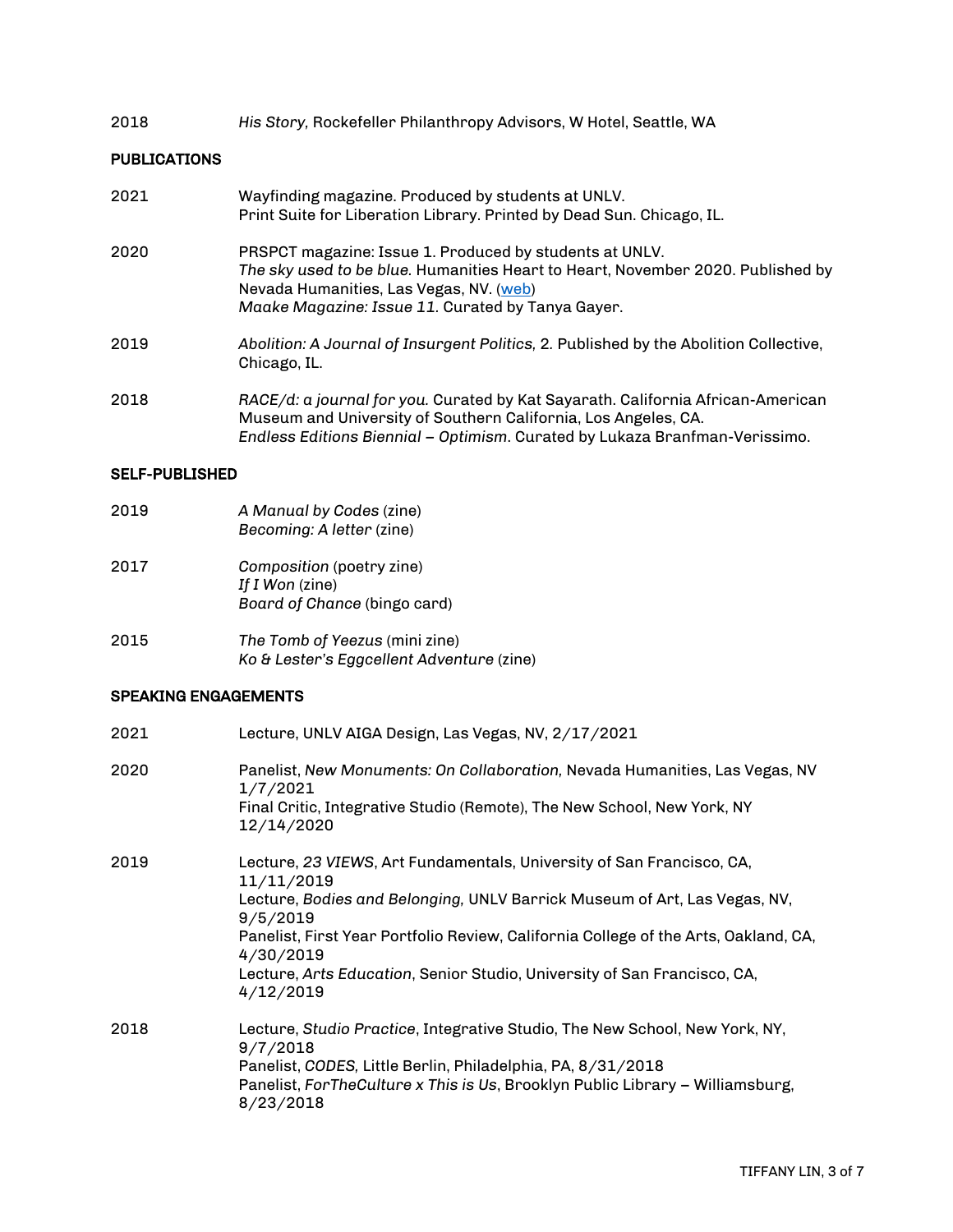2018 *His Story*, Rockefeller Philanthropy Advisors, W Hotel, Seattle, WA

## PUBLICATIONS

2021 Wayfinding magazine. Produced by students at UNLV.
Print Suite for Liberation Library. Printed by Dead Sun. Chicago, IL.

2020 PRSPCT magazine: Issue 1. Produced by students at UNLV.
*The sky used to be blue.* Humanities Heart to Heart, November 2020. Published by Nevada Humanities, Las Vegas, NV. (web)
*Maake Magazine: Issue 11.* Curated by Tanya Gayer.

2019 *Abolition: A Journal of Insurgent Politics,* 2. Published by the Abolition Collective, Chicago, IL.

2018 *RACE/d: a journal for you.* Curated by Kat Sayarath. California African-American Museum and University of Southern California, Los Angeles, CA.
*Endless Editions Biennial – Optimism*. Curated by Lukaza Branfman-Verissimo.

## SELF-PUBLISHED

2019 *A Manual by Codes* (zine)
*Becoming: A letter* (zine)

2017 *Composition* (poetry zine)
*If I Won* (zine)
*Board of Chance* (bingo card)

2015 *The Tomb of Yeezus* (mini zine)
*Ko & Lester's Eggcellent Adventure* (zine)

## SPEAKING ENGAGEMENTS

2021 Lecture, UNLV AIGA Design, Las Vegas, NV, 2/17/2021

2020 Panelist, *New Monuments: On Collaboration,* Nevada Humanities, Las Vegas, NV 1/7/2021
Final Critic, Integrative Studio (Remote), The New School, New York, NY 12/14/2020

2019 Lecture, *23 VIEWS*, Art Fundamentals, University of San Francisco, CA, 11/11/2019
Lecture, *Bodies and Belonging,* UNLV Barrick Museum of Art, Las Vegas, NV, 9/5/2019
Panelist, First Year Portfolio Review, California College of the Arts, Oakland, CA, 4/30/2019
Lecture, *Arts Education*, Senior Studio, University of San Francisco, CA, 4/12/2019

2018 Lecture, *Studio Practice*, Integrative Studio, The New School, New York, NY, 9/7/2018
Panelist, *CODES,* Little Berlin, Philadelphia, PA, 8/31/2018
Panelist, *ForTheCulture x This is Us*, Brooklyn Public Library – Williamsburg, 8/23/2018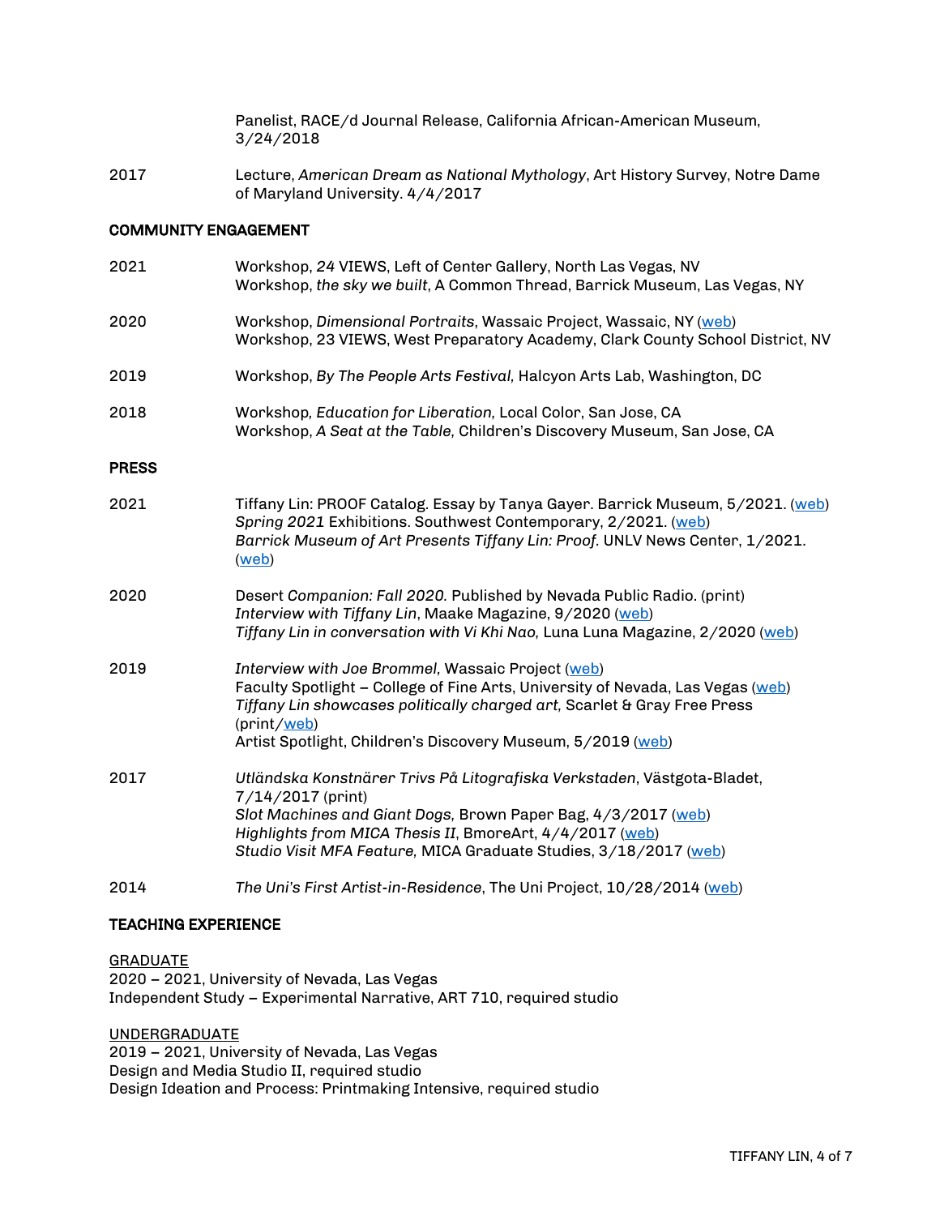Panelist, RACE/d Journal Release, California African-American Museum, 3/24/2018

2017 Lecture, *American Dream as National Mythology*, Art History Survey, Notre Dame of Maryland University. 4/4/2017

## COMMUNITY ENGAGEMENT

2021 Workshop, *24* VIEWS, Left of Center Gallery, North Las Vegas, NV
Workshop, *the sky we built*, A Common Thread, Barrick Museum, Las Vegas, NY

2020 Workshop, *Dimensional Portraits*, Wassaic Project, Wassaic, NY (web)
Workshop, 23 VIEWS, West Preparatory Academy, Clark County School District, NV

2019 Workshop, *By The People Arts Festival,* Halcyon Arts Lab, Washington, DC

2018 Workshop, *Education for Liberation,* Local Color, San Jose, CA
Workshop, *A Seat at the Table,* Children's Discovery Museum, San Jose, CA

## PRESS

2021 Tiffany Lin: PROOF Catalog. Essay by Tanya Gayer. Barrick Museum, 5/2021. (web)
*Spring 2021* Exhibitions. Southwest Contemporary, 2/2021. (web)
*Barrick Museum of Art Presents Tiffany Lin: Proof.* UNLV News Center, 1/2021. (web)

2020 Desert *Companion: Fall 2020.* Published by Nevada Public Radio. (print)
*Interview with Tiffany Lin*, Maake Magazine, 9/2020 (web)
*Tiffany Lin in conversation with Vi Khi Nao,* Luna Luna Magazine, 2/2020 (web)

2019 *Interview with Joe Brommel*, Wassaic Project (web)
Faculty Spotlight – College of Fine Arts, University of Nevada, Las Vegas (web)
*Tiffany Lin showcases politically charged art,* Scarlet & Gray Free Press (print/web)
Artist Spotlight, Children's Discovery Museum, 5/2019 (web)

2017 *Utländska Konstnärer Trivs På Litografiska Verkstaden*, Västgota-Bladet, 7/14/2017 (print)
*Slot Machines and Giant Dogs,* Brown Paper Bag, 4/3/2017 (web)
*Highlights from MICA Thesis II*, BmoreArt, 4/4/2017 (web)
*Studio Visit MFA Feature,* MICA Graduate Studies, 3/18/2017 (web)

2014 *The Uni's First Artist-in-Residence*, The Uni Project, 10/28/2014 (web)

## TEACHING EXPERIENCE

GRADUATE
2020 – 2021, University of Nevada, Las Vegas
Independent Study – Experimental Narrative, ART 710, required studio

UNDERGRADUATE
2019 – 2021, University of Nevada, Las Vegas
Design and Media Studio II, required studio
Design Ideation and Process: Printmaking Intensive, required studio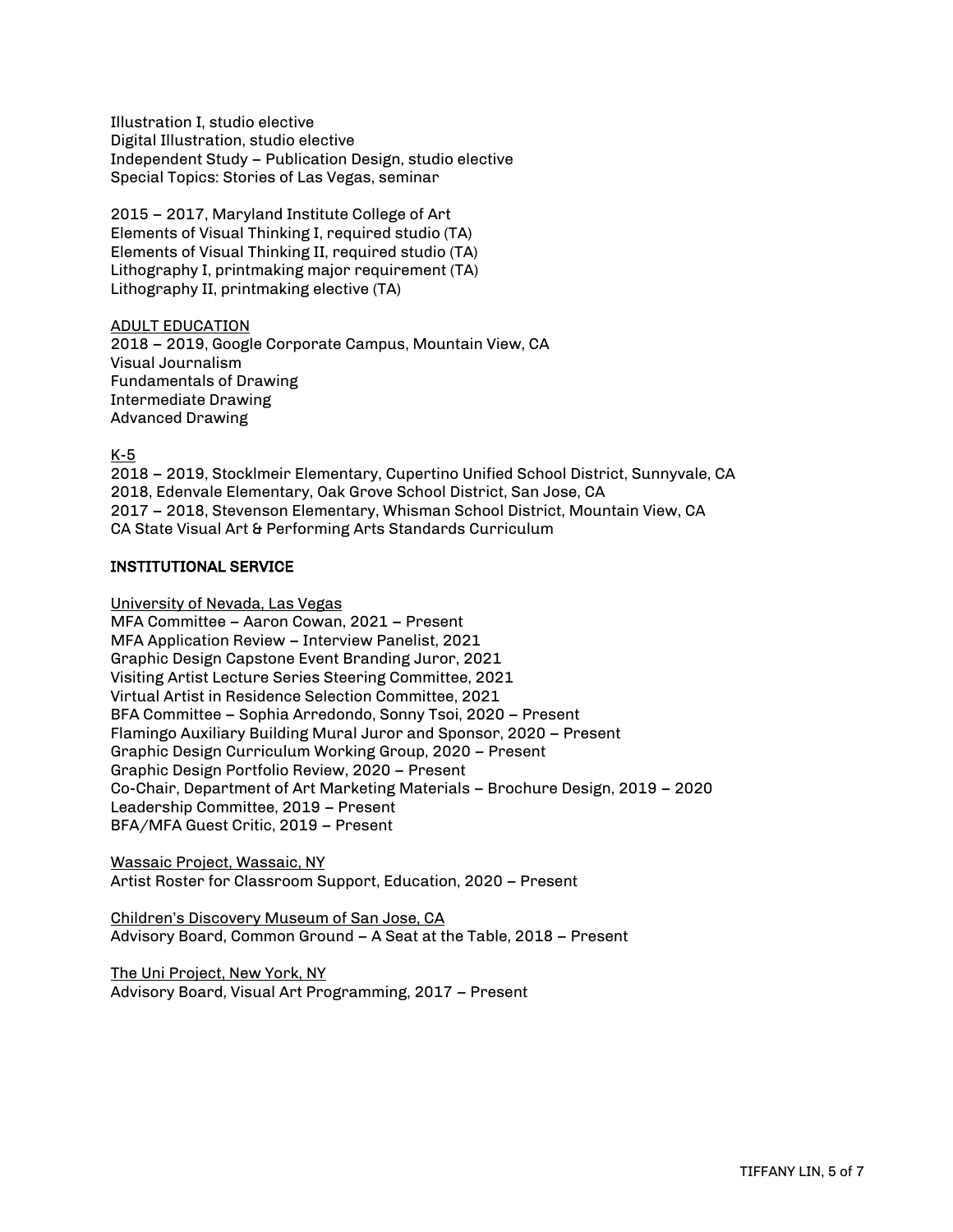Illustration I, studio elective
Digital Illustration, studio elective
Independent Study – Publication Design, studio elective
Special Topics: Stories of Las Vegas, seminar

2015 – 2017, Maryland Institute College of Art
Elements of Visual Thinking I, required studio (TA)
Elements of Visual Thinking II, required studio (TA)
Lithography I, printmaking major requirement (TA)
Lithography II, printmaking elective (TA)

<u>ADULT EDUCATION</u>
2018 – 2019, Google Corporate Campus, Mountain View, CA
Visual Journalism
Fundamentals of Drawing
Intermediate Drawing
Advanced Drawing

<u>K-5</u>
2018 – 2019, Stocklmeir Elementary, Cupertino Unified School District, Sunnyvale, CA
2018, Edenvale Elementary, Oak Grove School District, San Jose, CA
2017 – 2018, Stevenson Elementary, Whisman School District, Mountain View, CA
CA State Visual Art & Performing Arts Standards Curriculum

## INSTITUTIONAL SERVICE

<u>University of Nevada, Las Vegas</u>
MFA Committee – Aaron Cowan, 2021 – Present
MFA Application Review – Interview Panelist, 2021
Graphic Design Capstone Event Branding Juror, 2021
Visiting Artist Lecture Series Steering Committee, 2021
Virtual Artist in Residence Selection Committee, 2021
BFA Committee – Sophia Arredondo, Sonny Tsoi, 2020 – Present
Flamingo Auxiliary Building Mural Juror and Sponsor, 2020 – Present
Graphic Design Curriculum Working Group, 2020 – Present
Graphic Design Portfolio Review, 2020 – Present
Co-Chair, Department of Art Marketing Materials – Brochure Design, 2019 – 2020
Leadership Committee, 2019 – Present
BFA/MFA Guest Critic, 2019 – Present

<u>Wassaic Project, Wassaic, NY</u>
Artist Roster for Classroom Support, Education, 2020 – Present

<u>Children's Discovery Museum of San Jose, CA</u>
Advisory Board, Common Ground – A Seat at the Table, 2018 – Present

<u>The Uni Project, New York, NY</u>
Advisory Board, Visual Art Programming, 2017 – Present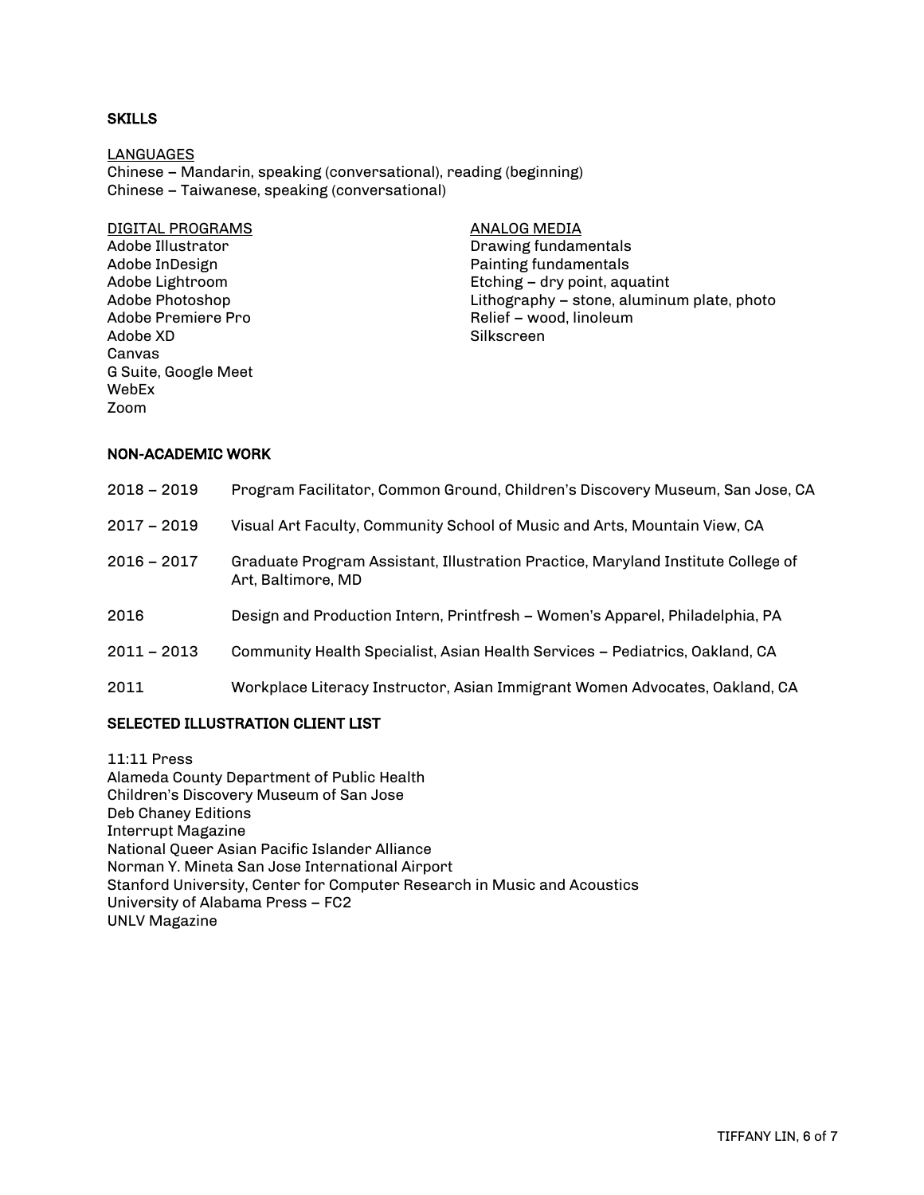## SKILLS

### LANGUAGES

Chinese – Mandarin, speaking (conversational), reading (beginning)
Chinese – Taiwanese, speaking (conversational)

### DIGITAL PROGRAMS

Adobe Illustrator
Adobe InDesign
Adobe Lightroom
Adobe Photoshop
Adobe Premiere Pro
Adobe XD
Canvas
G Suite, Google Meet
WebEx
Zoom

### ANALOG MEDIA

Drawing fundamentals
Painting fundamentals
Etching – dry point, aquatint
Lithography – stone, aluminum plate, photo
Relief – wood, linoleum
Silkscreen

## NON-ACADEMIC WORK

| | |
|---|---|
| 2018 – 2019 | Program Facilitator, Common Ground, Children's Discovery Museum, San Jose, CA |
| 2017 – 2019 | Visual Art Faculty, Community School of Music and Arts, Mountain View, CA |
| 2016 – 2017 | Graduate Program Assistant, Illustration Practice, Maryland Institute College of Art, Baltimore, MD |
| 2016 | Design and Production Intern, Printfresh – Women's Apparel, Philadelphia, PA |
| 2011 – 2013 | Community Health Specialist, Asian Health Services – Pediatrics, Oakland, CA |
| 2011 | Workplace Literacy Instructor, Asian Immigrant Women Advocates, Oakland, CA |

## SELECTED ILLUSTRATION CLIENT LIST

11:11 Press
Alameda County Department of Public Health
Children's Discovery Museum of San Jose
Deb Chaney Editions
Interrupt Magazine
National Queer Asian Pacific Islander Alliance
Norman Y. Mineta San Jose International Airport
Stanford University, Center for Computer Research in Music and Acoustics
University of Alabama Press – FC2
UNLV Magazine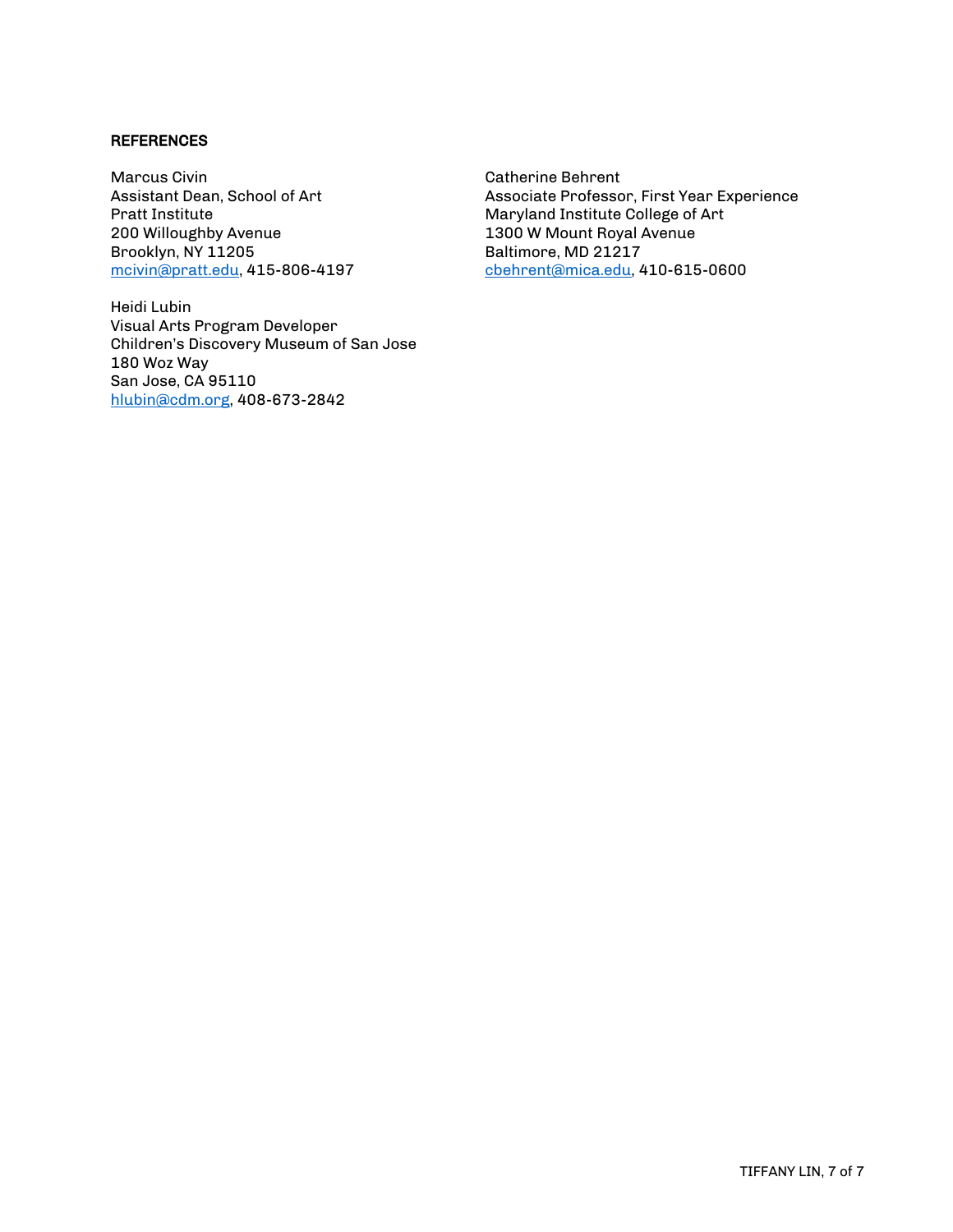**REFERENCES**

Marcus Civin
Assistant Dean, School of Art
Pratt Institute
200 Willoughby Avenue
Brooklyn, NY 11205
mcivin@pratt.edu, 415-806-4197

Heidi Lubin
Visual Arts Program Developer
Children's Discovery Museum of San Jose
180 Woz Way
San Jose, CA 95110
hlubin@cdm.org, 408-673-2842

Catherine Behrent
Associate Professor, First Year Experience
Maryland Institute College of Art
1300 W Mount Royal Avenue
Baltimore, MD 21217
cbehrent@mica.edu, 410-615-0600